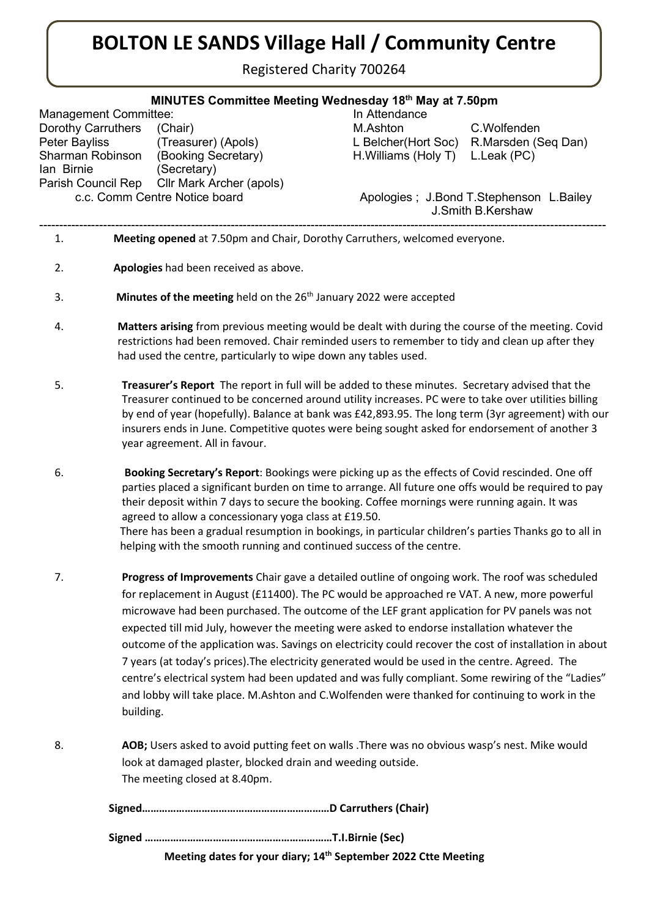# BOLTON LE SANDS Village Hall / Community Centre

Registered Charity 700264

## MINUTES Committee Meeting Wednesday 18th May at 7.50pm

| Management Committee: | | In Attendance | |
|---|---|---|---|
| Dorothy Carruthers | (Chair) | M.Ashton | C.Wolfenden |
| Peter Bayliss | (Treasurer) (Apols) | L Belcher(Hort Soc) | R.Marsden (Seq Dan) |
| Sharman Robinson | (Booking Secretary) | H.Williams (Holy T) | L.Leak (PC) |
| Ian Birnie | (Secretary) | | |
| Parish Council Rep | Cllr Mark Archer (apols) | | |

c.c. Comm Centre Notice board

Apologies ; J.Bond T.Stephenson L.Bailey J.Smith B.Kershaw

---

1. **Meeting opened** at 7.50pm and Chair, Dorothy Carruthers, welcomed everyone.

2. **Apologies** had been received as above.

3. **Minutes of the meeting** held on the 26th January 2022 were accepted

4. **Matters arising** from previous meeting would be dealt with during the course of the meeting. Covid restrictions had been removed. Chair reminded users to remember to tidy and clean up after they had used the centre, particularly to wipe down any tables used.

5. **Treasurer's Report** The report in full will be added to these minutes. Secretary advised that the Treasurer continued to be concerned around utility increases. PC were to take over utilities billing by end of year (hopefully). Balance at bank was £42,893.95. The long term (3yr agreement) with our insurers ends in June. Competitive quotes were being sought asked for endorsement of another 3 year agreement. All in favour.

6. **Booking Secretary's Report**: Bookings were picking up as the effects of Covid rescinded. One off parties placed a significant burden on time to arrange. All future one offs would be required to pay their deposit within 7 days to secure the booking. Coffee mornings were running again. It was agreed to allow a concessionary yoga class at £19.50.
   There has been a gradual resumption in bookings, in particular children's parties Thanks go to all in helping with the smooth running and continued success of the centre.

7. **Progress of Improvements** Chair gave a detailed outline of ongoing work. The roof was scheduled for replacement in August (£11400). The PC would be approached re VAT. A new, more powerful microwave had been purchased. The outcome of the LEF grant application for PV panels was not expected till mid July, however the meeting were asked to endorse installation whatever the outcome of the application was. Savings on electricity could recover the cost of installation in about 7 years (at today's prices).The electricity generated would be used in the centre. Agreed. The centre's electrical system had been updated and was fully compliant. Some rewiring of the "Ladies" and lobby will take place. M.Ashton and C.Wolfenden were thanked for continuing to work in the building.

8. **AOB;** Users asked to avoid putting feet on walls .There was no obvious wasp's nest. Mike would look at damaged plaster, blocked drain and weeding outside.
   The meeting closed at 8.40pm.

**Signed…………………………………………………………D Carruthers (Chair)**

**Signed …………………………………………………………T.I.Birnie (Sec)**

**Meeting dates for your diary; 14th September 2022 Ctte Meeting**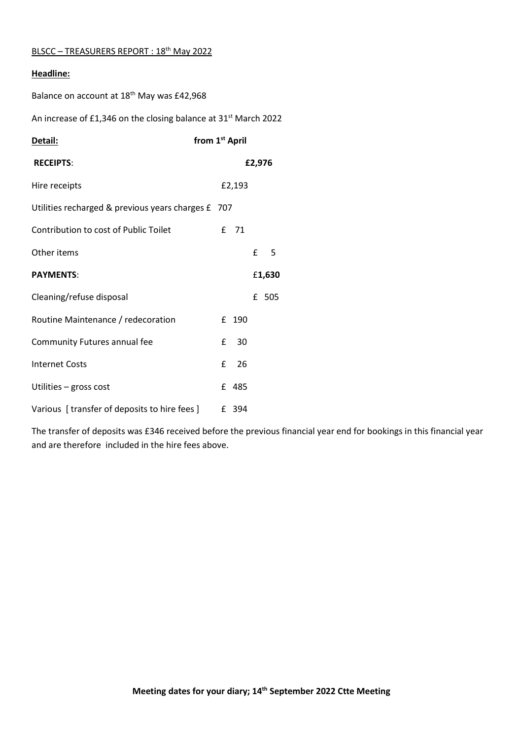BLSCC – TREASURERS REPORT : 18th May 2022

**Headline:**

Balance on account at 18th May was £42,968

An increase of £1,346 on the closing balance at 31st March 2022

| **Detail:** | **from 1st April** | |
|---|---|---|
| **RECEIPTS**: | | **£2,976** |
| Hire receipts | £2,193 | |
| Utilities recharged & previous years charges | £ 707 | |
| Contribution to cost of Public Toilet | £ 71 | |
| Other items | | £ 5 |
| **PAYMENTS**: | | £**1,630** |
| Cleaning/refuse disposal | | £ 505 |
| Routine Maintenance / redecoration | £ 190 | |
| Community Futures annual fee | £ 30 | |
| Internet Costs | £ 26 | |
| Utilities – gross cost | £ 485 | |
| Various [ transfer of deposits to hire fees ] | £ 394 | |

The transfer of deposits was £346 received before the previous financial year end for bookings in this financial year and are therefore included in the hire fees above.

**Meeting dates for your diary; 14th September 2022 Ctte Meeting**